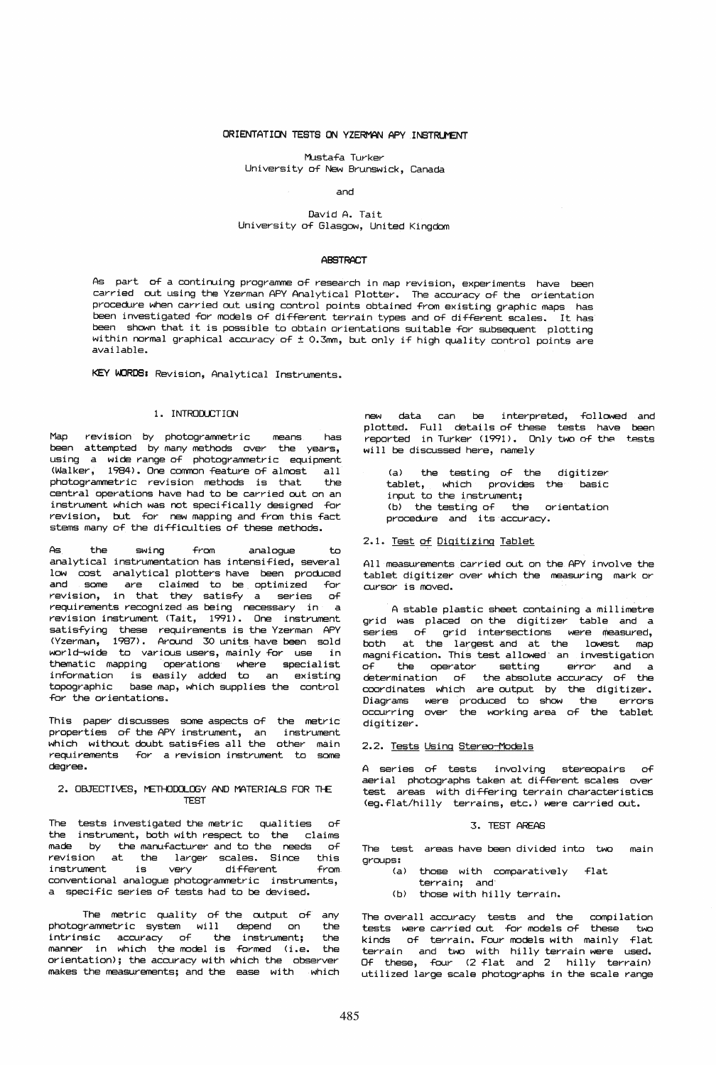# ORIENTATION TESTS ON YZERMAN APY INSTRUMENT

Mustafa Turker
University of New Brunswick, Canada

and

David A. Tait
University of Glasgow, United Kingdom

## ABSTRACT

As part of a continuing programme of research in map revision, experiments have been carried out using the Yzerman APY Analytical Plotter. The accuracy of the orientation procedure when carried out using control points obtained from existing graphic maps has been investigated for models of different terrain types and of different scales. It has been shown that it is possible to obtain orientations suitable for subsequent plotting within normal graphical accuracy of ± 0.3mm, but only if high quality control points are available.

**KEY WORDS:** Revision, Analytical Instruments.

## 1. INTRODUCTION

Map revision by photogrammetric means has been attempted by many methods over the years, using a wide range of photogrammetric equipment (Walker, 1984). One common feature of almost all photogrammetric revision methods is that the central operations have had to be carried out on an instrument which was not specifically designed for revision, but for new mapping and from this fact stems many of the difficulties of these methods.

As the swing from analogue to analytical instrumentation has intensified, several low cost analytical plotters have been produced and some are claimed to be optimized for revision, in that they satisfy a series of requirements recognized as being necessary in a revision instrument (Tait, 1991). One instrument satisfying these requirements is the Yzerman APY (Yzerman, 1987). Around 30 units have been sold world-wide to various users, mainly for use in thematic mapping operations where specialist information is easily added to an existing topographic base map, which supplies the control for the orientations.

This paper discusses some aspects of the metric properties of the APY instrument, an instrument which without doubt satisfies all the other main requirements for a revision instrument to some degree.

## 2. OBJECTIVES, METHODOLOGY AND MATERIALS FOR THE TEST

The tests investigated the metric qualities of the instrument, both with respect to the claims made by the manufacturer and to the needs of revision at the larger scales. Since this instrument is very different from conventional analogue photogrammetric instruments, a specific series of tests had to be devised.

The metric quality of the output of any photogrammetric system will depend on the intrinsic accuracy of the instrument; the manner in which the model is formed (i.e. the orientation); the accuracy with which the observer makes the measurements; and the ease with which new data can be interpreted, followed and plotted. Full details of these tests have been reported in Turker (1991). Only two of the tests will be discussed here, namely

(a) the testing of the digitizer tablet, which provides the basic input to the instrument;
(b) the testing of the orientation procedure and its accuracy.

### 2.1. Test of Digitizing Tablet

All measurements carried out on the APY involve the tablet digitizer over which the measuring mark or cursor is moved.

A stable plastic sheet containing a millimetre grid was placed on the digitizer table and a series of grid intersections were measured, both at the largest and at the lowest map magnification. This test allowed an investigation of the operator setting error and a determination of the absolute accuracy of the coordinates which are output by the digitizer. Diagrams were produced to show the errors occurring over the working area of the tablet digitizer.

### 2.2. Tests Using Stereo-Models

A series of tests involving stereopairs of aerial photographs taken at different scales over test areas with differing terrain characteristics (eg. flat/hilly terrains, etc.) were carried out.

## 3. TEST AREAS

The test areas have been divided into two main groups:

(a) those with comparatively flat terrain; and
(b) those with hilly terrain.

The overall accuracy tests and the compilation tests were carried out for models of these two kinds of terrain. Four models with mainly flat terrain and two with hilly terrain were used. Of these, four (2 flat and 2 hilly terrain) utilized large scale photographs in the scale range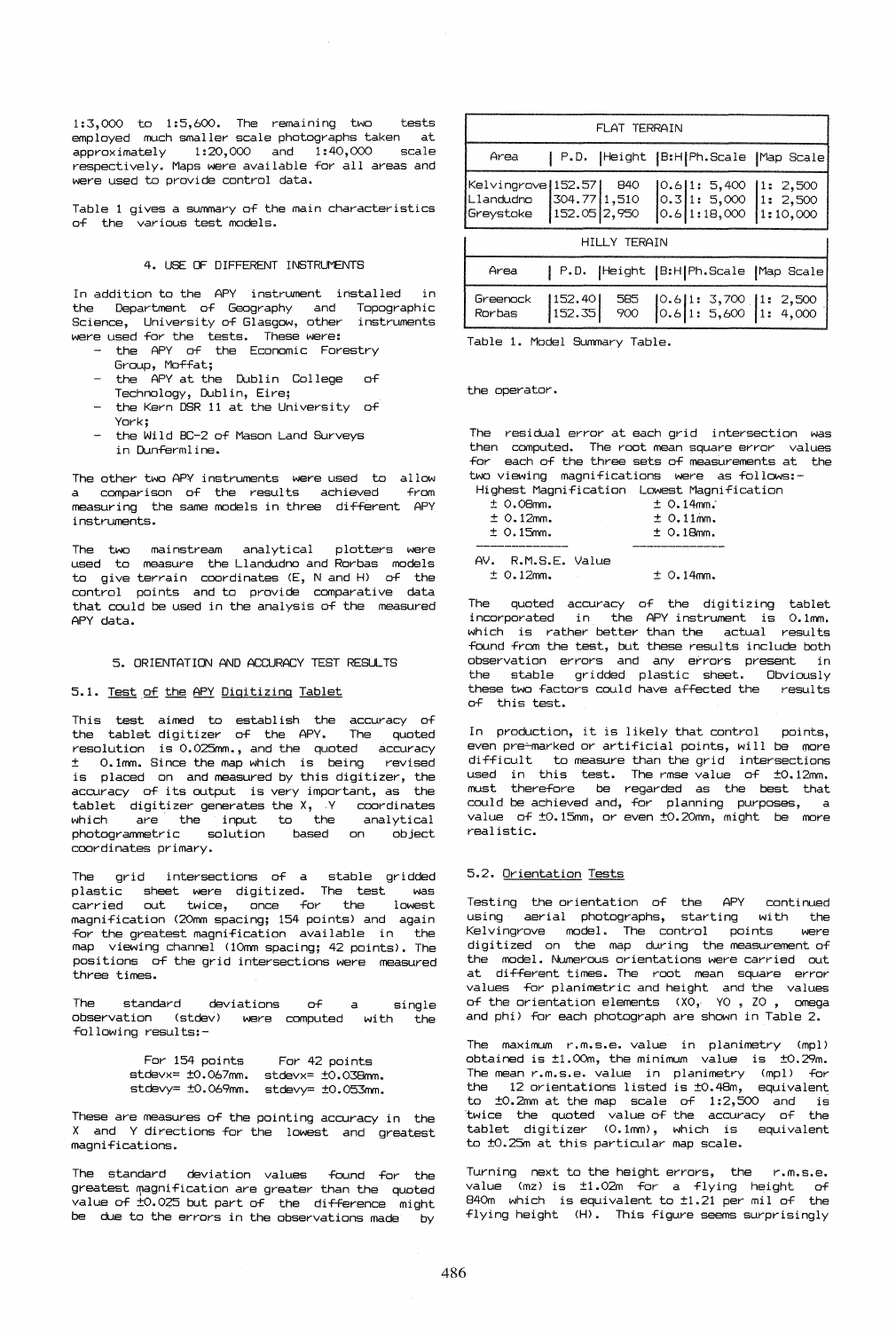1:3,000 to 1:5,600. The remaining two tests employed much smaller scale photographs taken at approximately 1:20,000 and 1:40,000 scale respectively. Maps were available for all areas and were used to provide control data.

Table 1 gives a summary of the main characteristics of the various test models.

## 4. USE OF DIFFERENT INSTRUMENTS

In addition to the APY instrument installed in the Department of Geography and Topographic Science, University of Glasgow, other instruments were used for the tests. These were:

- the APY of the Economic Forestry Group, Moffat;
- the APY at the Dublin College of Technology, Dublin, Eire;
- the Kern DSR 11 at the University of York;
- the Wild BC-2 of Mason Land Surveys in Dunfermline.

The other two APY instruments were used to allow a comparison of the results achieved from measuring the same models in three different APY instruments.

The two mainstream analytical plotters were used to measure the Llandudno and Rorbas models to give terrain coordinates (E, N and H) of the control points and to provide comparative data that could be used in the analysis of the measured APY data.

## 5. ORIENTATION AND ACCURACY TEST RESULTS

### 5.1. Test of the APY Digitizing Tablet

This test aimed to establish the accuracy of the tablet digitizer of the APY. The quoted resolution is 0.025mm., and the quoted accuracy ± 0.1mm. Since the map which is being revised is placed on and measured by this digitizer, the accuracy of its output is very important, as the tablet digitizer generates the X, Y coordinates which are the input to the analytical photogrammetric solution based on object coordinates primary.

The grid intersections of a stable gridded plastic sheet were digitized. The test was carried out twice, once for the lowest magnification (20mm spacing; 154 points) and again for the greatest magnification available in the map viewing channel (10mm spacing; 42 points). The positions of the grid intersections were measured three times.

The standard deviations of a single observation (stdev) were computed with the following results:-

| For 154 points | For 42 points |
|---|---|
| stdevx= ±0.067mm. | stdevx= ±0.038mm. |
| stdevy= ±0.069mm. | stdevy= ±0.053mm. |

These are measures of the pointing accuracy in the X and Y directions for the lowest and greatest magnifications.

The standard deviation values found for the greatest magnification are greater than the quoted value of ±0.025 but part of the difference might be due to the errors in the observations made by the operator.

| FLAT TERRAIN | | | | | |
|---|---|---|---|---|---|
| Area | P.D. | Height | B:H | Ph.Scale | Map Scale |
| Kelvingrove | 152.57 | 840 | 0.6 | 1: 5,400 | 1: 2,500 |
| Llandudno | 304.77 | 1,510 | 0.3 | 1: 5,000 | 1: 2,500 |
| Greystoke | 152.05 | 2,950 | 0.6 | 1:18,000 | 1:10,000 |
| **HILLY TERRAIN** | | | | | |
| Area | P.D. | Height | B:H | Ph.Scale | Map Scale |
| Greenock | 152.40 | 585 | 0.6 | 1: 3,700 | 1: 2,500 |
| Rorbas | 152.35 | 900 | 0.6 | 1: 5,600 | 1: 4,000 |

Table 1. Model Summary Table.

The residual error at each grid intersection was then computed. The root mean square error values for each of the three sets of measurements at the two viewing magnifications were as follows:-

| Highest Magnification | Lowest Magnification |
|---|---|
| ± 0.08mm. | ± 0.14mm. |
| ± 0.12mm. | ± 0.11mm. |
| ± 0.15mm. | ± 0.18mm. |
| AV. R.M.S.E. Value | |
| ± 0.12mm. | ± 0.14mm. |

The quoted accuracy of the digitizing tablet incorporated in the APY instrument is 0.1mm. which is rather better than the actual results found from the test, but these results include both observation errors and any errors present in the stable gridded plastic sheet. Obviously these two factors could have affected the results of this test.

In production, it is likely that control points, even pre-marked or artificial points, will be more difficult to measure than the grid intersections used in this test. The rmse value of ±0.12mm. must therefore be regarded as the best that could be achieved and, for planning purposes, a value of ±0.15mm, or even ±0.20mm, might be more realistic.

### 5.2. Orientation Tests

Testing the orientation of the APY continued using aerial photographs, starting with the Kelvingrove model. The control points were digitized on the map during the measurement of the model. Numerous orientations were carried out at different times. The root mean square error values for planimetric and height and the values of the orientation elements (XO, YO, ZO, omega and phi) for each photograph are shown in Table 2.

The maximum r.m.s.e. value in planimetry (mpl) obtained is ±1.00m, the minimum value is ±0.29m. The mean r.m.s.e. value in planimetry (mpl) for the 12 orientations listed is ±0.48m, equivalent to ±0.2mm at the map scale of 1:2,500 and is twice the quoted value of the accuracy of the tablet digitizer (0.1mm), which is equivalent to ±0.25m at this particular map scale.

Turning next to the height errors, the r.m.s.e. value (mz) is ±1.02m for a flying height of 840m which is equivalent to ±1.21 per mil of the flying height (H). This figure seems surprisingly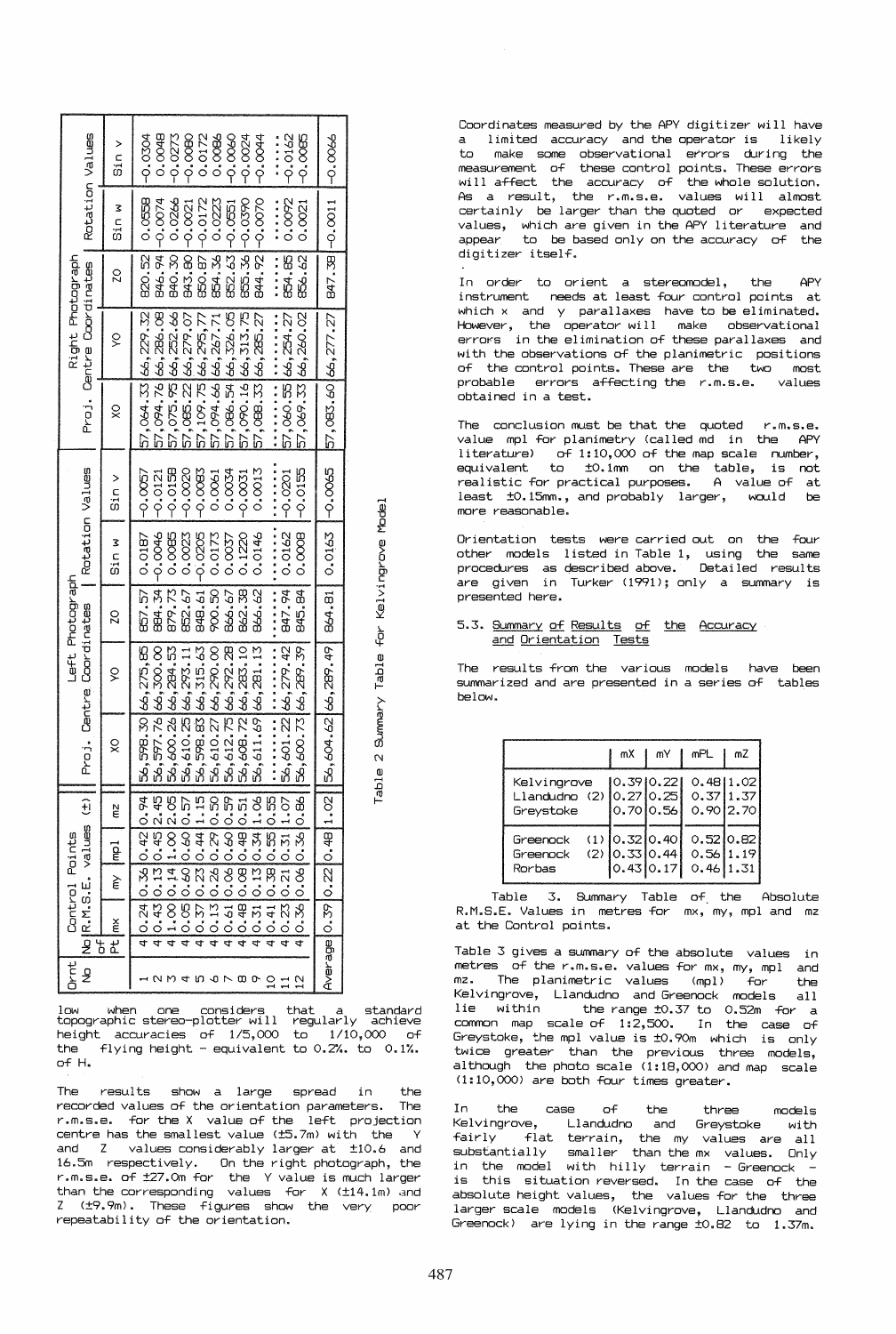| Ornt No | Control Points | | | | | Left Photograph | | | | | Right Photograph | | | | |
|---|---|---|---|---|---|---|---|---|---|---|---|---|---|---|---|
| | No of Pt | R.M.S.E. values (±) | | | | Proj. Centre Coordinates | | | Rotation Values | | Proj. Centre Coordinates | | | Rotation Values | |
| | | mx | my | mpl | mz | XO | YO | ZO | Sin ω | Sin ν | XO | YO | ZO | Sin ω | Sin ν |
| 1 | 4 | 0.24 | 0.36 | 0.42 | 0.94 | 56,598.30 | 66,275.85 | 857.57 | 0.0187 | -0.0057 | 57,064.33 | 66,229.32 | 820.52 | 0.0558 | -0.0304 |
| 2 | 4 | 0.43 | 0.13 | 0.45 | 2.45 | 56,597.76 | 66,300.00 | 884.34 | -0.0046 | -0.0121 | 57,094.76 | 66,286.08 | 846.94 | -0.0074 | 0.0048 |
| 3 | 4 | 1.00 | 0.14 | 1.00 | 2.05 | 56,600.26 | 66,284.53 | 879.73 | 0.0085 | -0.0158 | 57,075.95 | 66,252.66 | 840.30 | 0.0266 | -0.0273 |
| 4 | 4 | 0.05 | 0.60 | 0.60 | 0.57 | 56,610.25 | 66,293.11 | 852.67 | 0.0023 | -0.0020 | 57,085.22 | 66,279.07 | 843.80 | -0.0021 | -0.0080 |
| 5 | 4 | 0.37 | 0.23 | 0.44 | 1.15 | 56,598.83 | 66,315.63 | 848.61 | -0.0205 | -0.0083 | 57,109.75 | 66,295.77 | 850.87 | -0.0172 | 0.0172 |
| 6 | 4 | 0.13 | 0.26 | 0.29 | 0.50 | 56,610.27 | 66,290.00 | 900.50 | 0.0173 | 0.0061 | 57,094.66 | 66,267.71 | 854.36 | 0.0223 | 0.0086 |
| 7 | 4 | 0.61 | 0.06 | 0.60 | 0.59 | 56,612.75 | 66,292.28 | 866.67 | 0.0037 | 0.0034 | 57,086.54 | 66,326.05 | 852.63 | -0.0551 | -0.0060 |
| 8 | 4 | 0.48 | 0.08 | 0.48 | 0.51 | 56,608.72 | 66,283.10 | 862.38 | 0.1220 | -0.0031 | 57,090.16 | 66,313.75 | 855.36 | -0.0390 | -0.0024 |
| 9 | 4 | 0.31 | 0.13 | 0.34 | 1.06 | 56,611.69 | 66,281.13 | 866.62 | 0.0146 | 0.0013 | 57,088.33 | 66,285.27 | 844.92 | -0.0070 | -0.0044 |
| 10 | 4 | 0.41 | 0.38 | 0.55 | 0.55 | ...... | ...... | ...... | ...... | ...... | ...... | ...... | ...... | ...... | ...... |
| 11 | 4 | 0.23 | 0.21 | 0.31 | 1.07 | 56,601.22 | 66,279.42 | 847.94 | 0.0162 | -0.0201 | 57,060.55 | 66,254.27 | 854.85 | 0.0092 | -0.0162 |
| 12 | 4 | 0.36 | 0.06 | 0.36 | 0.86 | 56,600.73 | 66,289.39 | 845.84 | 0.0008 | -0.0155 | 57,069.33 | 66,260.02 | 856.62 | 0.0021 | -0.0085 |
| Average | | 0.39 | 0.22 | 0.48 | 1.02 | 56,604.62 | 66,289.49 | 864.81 | 0.0163 | -0.0065 | 57,083.60 | 66,277.27 | 847.38 | -0.0011 | -0.0066 |

Table 2 Summary Table for Kelvingrove Model

low when one considers that a standard topographic stereo-plotter will regularly achieve height accuracies of 1/5,000 to 1/10,000 of the flying height - equivalent to 0.2‰. to 0.1‰. of H.

The results show a large spread in the recorded values of the orientation parameters. The r.m.s.e. for the X value of the left projection centre has the smallest value (±5.7m) with the Y and Z values considerably larger at ±10.6 and 16.5m respectively. On the right photograph, the r.m.s.e. of ±27.0m for the Y value is much larger than the corresponding values for X (±14.1m) and Z (±9.9m). These figures show the very poor repeatability of the orientation.

Coordinates measured by the APY digitizer will have a limited accuracy and the operator is likely to make some observational errors during the measurement of these control points. These errors will affect the accuracy of the whole solution. As a result, the r.m.s.e. values will almost certainly be larger than the quoted or expected values, which are given in the APY literature and appear to be based only on the accuracy of the digitizer itself.

In order to orient a stereomodel, the APY instrument needs at least four control points at which x and y parallaxes have to be eliminated. However, the operator will make observational errors in the elimination of these parallaxes and with the observations of the planimetric positions of the control points. These are the two most probable errors affecting the r.m.s.e. values obtained in a test.

The conclusion must be that the quoted r.m.s.e. value mpl for planimetry (called md in the APY literature) of 1:10,000 of the map scale number, equivalent to ±0.1mm on the table, is not realistic for practical purposes. A value of at least ±0.15mm., and probably larger, would be more reasonable.

Orientation tests were carried out on the four other models listed in Table 1, using the same procedures as described above. Detailed results are given in Turker (1991); only a summary is presented here.

### 5.3. Summary of Results of the Accuracy and Orientation Tests

The results from the various models have been summarized and are presented in a series of tables below.

| | mX | mY | mPL | mZ |
|---|---|---|---|---|
| Kelvingrove | 0.39 | 0.22 | 0.48 | 1.02 |
| Llandudno (2) | 0.27 | 0.25 | 0.37 | 1.37 |
| Greystoke | 0.70 | 0.56 | 0.90 | 2.70 |
| Greenock (1) | 0.32 | 0.40 | 0.52 | 0.82 |
| Greenock (2) | 0.33 | 0.44 | 0.56 | 1.19 |
| Rorbas | 0.43 | 0.17 | 0.46 | 1.31 |

Table 3. Summary Table of the Absolute R.M.S.E. Values in metres for mx, my, mpl and mz at the Control points.

Table 3 gives a summary of the absolute values in metres of the r.m.s.e. values for mx, my, mpl and mz. The planimetric values (mpl) for the Kelvingrove, Llandudno and Greenock models all lie within the range ±0.37 to 0.52m for a common map scale of 1:2,500. In the case of Greystoke, the mpl value is ±0.90m which is only twice greater than the previous three models, although the photo scale (1:18,000) and map scale (1:10,000) are both four times greater.

In the case of the three models Kelvingrove, Llandudno and Greystoke with fairly flat terrain, the my values are all substantially smaller than the mx values. Only in the model with hilly terrain - Greenock - is this situation reversed. In the case of the absolute height values, the values for the three larger scale models (Kelvingrove, Llandudno and Greenock) are lying in the range ±0.82 to 1.37m.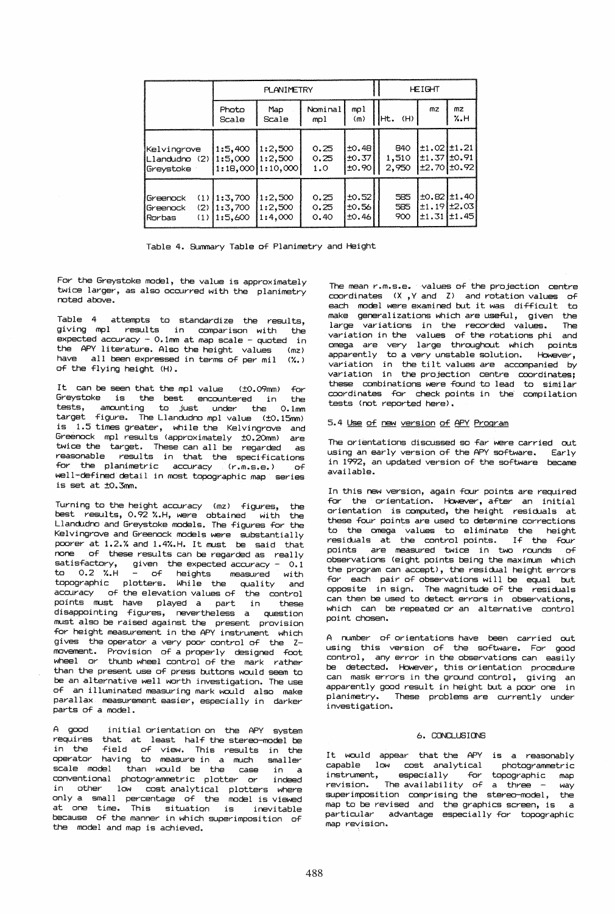| | PLANIMETRY | | | | HEIGHT | | |
|---|---|---|---|---|---|---|---|
| | Photo Scale | Map Scale | Nominal mpl | mpl (m) | Ht. (H) | mz | mz ‰.H |
| Kelvingrove | 1:5,400 | 1:2,500 | 0.25 | ±0.48 | 840 | ±1.02 | ±1.21 |
| Llandudno (2) | 1:5,000 | 1:2,500 | 0.25 | ±0.37 | 1,510 | ±1.37 | ±0.91 |
| Greystoke | 1:18,000 | 1:10,000 | 1.0 | ±0.90 | 2,950 | ±2.70 | ±0.92 |
| Greenock (1) | 1:3,700 | 1:2,500 | 0.25 | ±0.52 | 585 | ±0.82 | ±1.40 |
| Greenock (2) | 1:3,700 | 1:2,500 | 0.25 | ±0.56 | 585 | ±1.19 | ±2.03 |
| Rorbas (1) | 1:5,600 | 1:4,000 | 0.40 | ±0.46 | 900 | ±1.31 | ±1.45 |

Table 4. Summary Table of Planimetry and Height

For the Greystoke model, the value is approximately twice larger, as also occurred with the planimetry noted above.

Table 4 attempts to standardize the results, giving mpl results in comparison with the expected accuracy - 0.1mm at map scale - quoted in the APY literature. Also the height values (mz) have all been expressed in terms of per mil (‰.) of the flying height (H).

It can be seen that the mpl value (±0.09mm) for Greystoke is the best encountered in the tests, amounting to just under the 0.1mm target figure. The Llandudno mpl value (±0.15mm) is 1.5 times greater, while the Kelvingrove and Greenock mpl results (approximately ±0.20mm) are twice the target. These can all be regarded as reasonable results in that the specifications for the planimetric accuracy (r.m.s.e.) of well-defined detail in most topographic map series is set at ±0.3mm.

Turning to the height accuracy (mz) figures, the best results, 0.92 ‰.H, were obtained with the Llandudno and Greystoke models. The figures for the Kelvingrove and Greenock models were substantially poorer at 1.2.‰ and 1.4‰.H. It must be said that none of these results can be regarded as really satisfactory, given the expected accuracy - 0.1 to 0.2 ‰.H - of heights measured with topographic plotters. While the quality and accuracy of the elevation values of the control points must have played a part in these disappointing figures, nevertheless a question must also be raised against the present provision for height measurement in the APY instrument which gives the operator a very poor control of the Z-movement. Provision of a properly designed foot wheel or thumb wheel control of the mark rather than the present use of press buttons would seem to be an alternative well worth investigation. The use of an illuminated measuring mark would also make parallax measurement easier, especially in darker parts of a model.

A good initial orientation on the APY system requires that at least half the stereo-model be in the field of view. This results in the operator having to measure in a much smaller scale model than would be the case in a conventional photogrammetric plotter or indeed in other low cost analytical plotters where only a small percentage of the model is viewed at one time. This situation is inevitable because of the manner in which superimposition of the model and map is achieved.

The mean r.m.s.e. values of the projection centre coordinates (X ,Y and Z) and rotation values of each model were examined but it was difficult to make generalizations which are useful, given the large variations in the recorded values. The variation in the values of the rotations phi and omega are very large throughout which points apparently to a very unstable solution. However, variation in the tilt values are accompanied by variation in the projection centre coordinates; these combinations were found to lead to similar coordinates for check points in the compilation tests (not reported here).

### 5.4 Use of new version of APY Program

The orientations discussed so far were carried out using an early version of the APY software. Early in 1992, an updated version of the software became available.

In this new version, again four points are required for the orientation. However, after an initial orientation is computed, the height residuals at these four points are used to determine corrections to the omega values to eliminate the height residuals at the control points. If the four points are measured twice in two rounds of observations (eight points being the maximum which the program can accept), the residual height errors for each pair of observations will be equal but opposite in sign. The magnitude of the residuals can then be used to detect errors in observations, which can be repeated or an alternative control point chosen.

A number of orientations have been carried out using this version of the software. For good control, any error in the observations can easily be detected. However, this orientation procedure can mask errors in the ground control, giving an apparently good result in height but a poor one in planimetry. These problems are currently under investigation.

## 6. CONCLUSIONS

It would appear that the APY is a reasonably capable low cost analytical photogrammetric instrument, especially for topographic map revision. The availability of a three - way superimposition comprising the stereo-model, the map to be revised and the graphics screen, is a particular advantage especially for topographic map revision.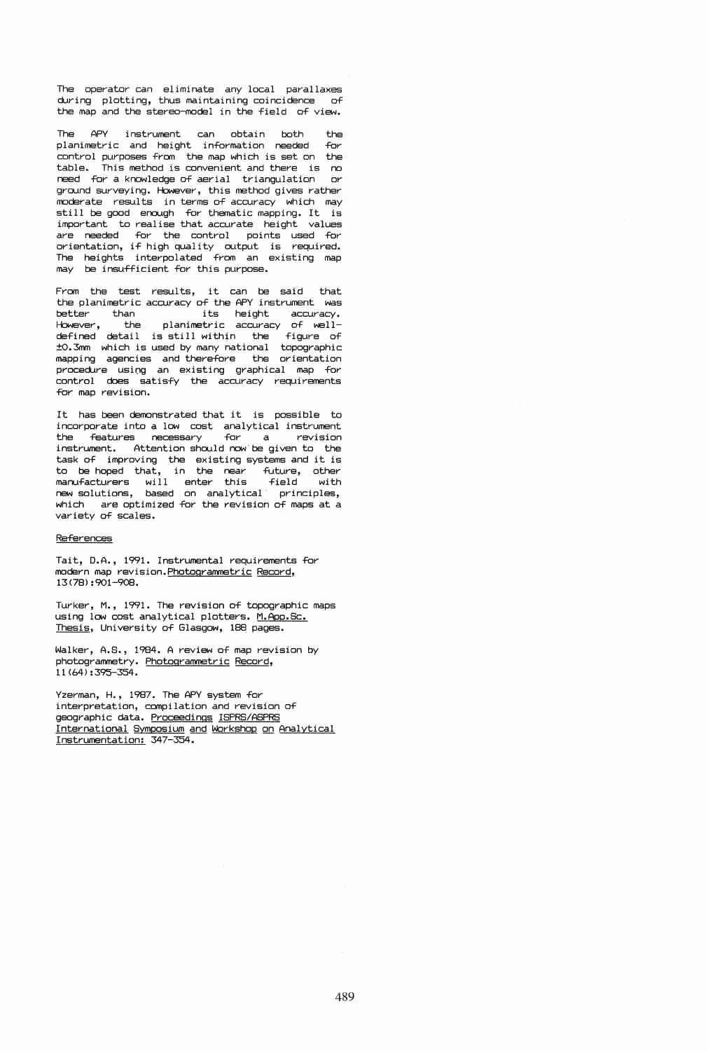The operator can eliminate any local parallaxes during plotting, thus maintaining coincidence of the map and the stereo-model in the field of view.

The APY instrument can obtain both the planimetric and height information needed for control purposes from the map which is set on the table. This method is convenient and there is no need for a knowledge of aerial triangulation or ground surveying. However, this method gives rather moderate results in terms of accuracy which may still be good enough for thematic mapping. It is important to realise that accurate height values are needed for the control points used for orientation, if high quality output is required. The heights interpolated from an existing map may be insufficient for this purpose.

From the test results, it can be said that the planimetric accuracy of the APY instrument was better than its height accuracy. However, the planimetric accuracy of well-defined detail is still within the figure of ±0.3mm which is used by many national topographic mapping agencies and therefore the orientation procedure using an existing graphical map for control does satisfy the accuracy requirements for map revision.

It has been demonstrated that it is possible to incorporate into a low cost analytical instrument the features necessary for a revision instrument. Attention should now be given to the task of improving the existing systems and it is to be hoped that, in the near future, other manufacturers will enter this field with new solutions, based on analytical principles, which are optimized for the revision of maps at a variety of scales.

## References

Tait, D.A., 1991. Instrumental requirements for modern map revision. Photogrammetric Record, 13(78):901-908.

Turker, M., 1991. The revision of topographic maps using low cost analytical plotters. M.App.Sc. Thesis, University of Glasgow, 188 pages.

Walker, A.S., 1984. A review of map revision by photogrammetry. Photogrammetric Record, 11(64):395-354.

Yzerman, H., 1987. The APY system for interpretation, compilation and revision of geographic data. Proceedings ISPRS/ASPRS International Symposium and Workshop on Analytical Instrumentation: 347-354.